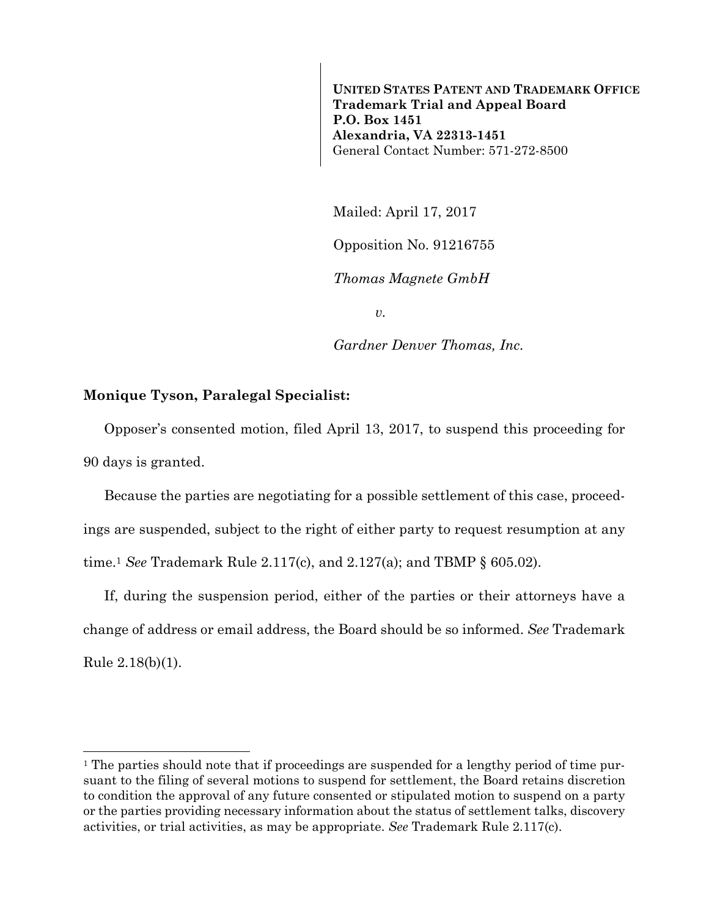**UNITED STATES PATENT AND TRADEMARK OFFICE**
**Trademark Trial and Appeal Board**
**P.O. Box 1451**
**Alexandria, VA 22313-1451**
General Contact Number: 571-272-8500

Mailed: April 17, 2017

Opposition No. 91216755

*Thomas Magnete GmbH*

*v.*

*Gardner Denver Thomas, Inc.*

**Monique Tyson, Paralegal Specialist:**

Opposer's consented motion, filed April 13, 2017, to suspend this proceeding for 90 days is granted.

Because the parties are negotiating for a possible settlement of this case, proceedings are suspended, subject to the right of either party to request resumption at any time.[1] *See* Trademark Rule 2.117(c), and 2.127(a); and TBMP § 605.02).

If, during the suspension period, either of the parties or their attorneys have a change of address or email address, the Board should be so informed. *See* Trademark Rule 2.18(b)(1).

---

[1] The parties should note that if proceedings are suspended for a lengthy period of time pursuant to the filing of several motions to suspend for settlement, the Board retains discretion to condition the approval of any future consented or stipulated motion to suspend on a party or the parties providing necessary information about the status of settlement talks, discovery activities, or trial activities, as may be appropriate. *See* Trademark Rule 2.117(c).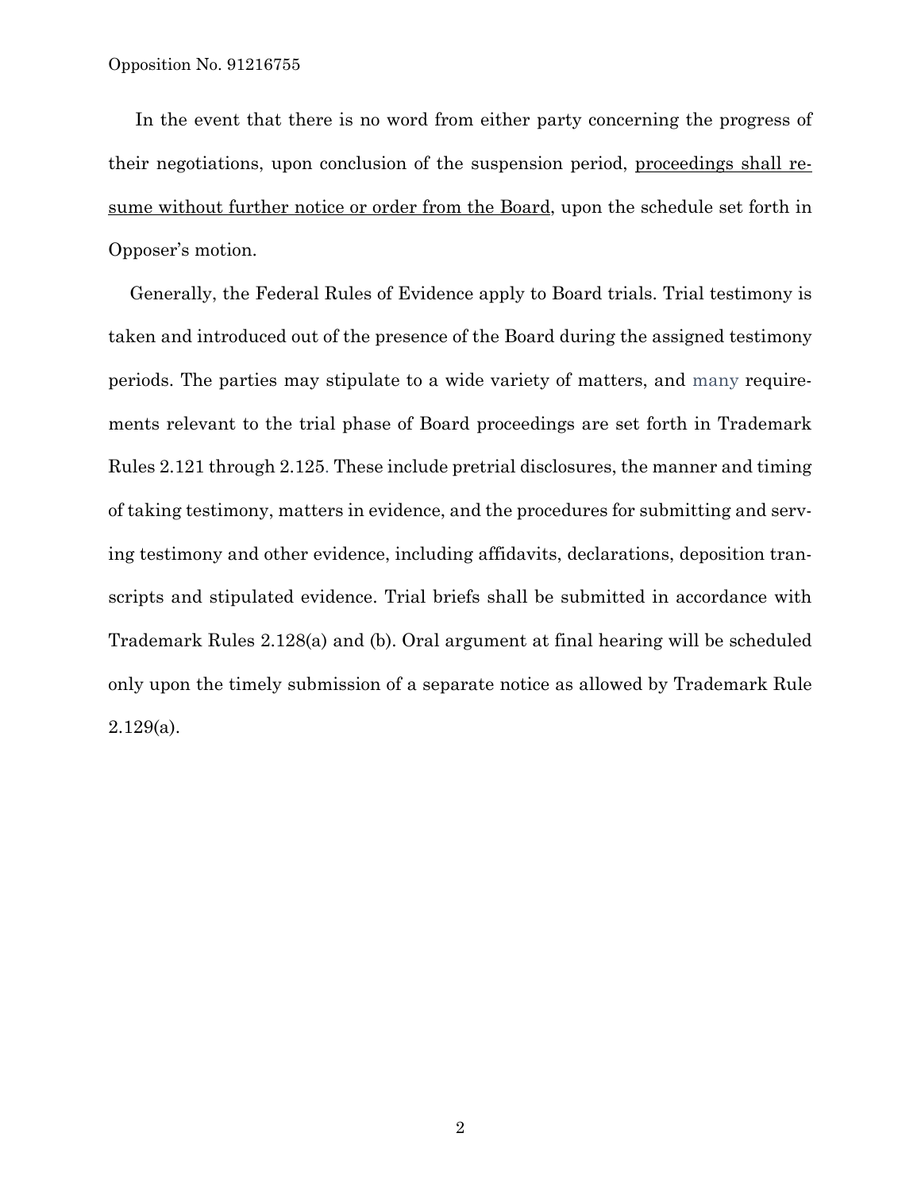In the event that there is no word from either party concerning the progress of their negotiations, upon conclusion of the suspension period, <u>proceedings shall resume without further notice or order from the Board</u>, upon the schedule set forth in Opposer's motion.

Generally, the Federal Rules of Evidence apply to Board trials. Trial testimony is taken and introduced out of the presence of the Board during the assigned testimony periods. The parties may stipulate to a wide variety of matters, and many requirements relevant to the trial phase of Board proceedings are set forth in Trademark Rules 2.121 through 2.125. These include pretrial disclosures, the manner and timing of taking testimony, matters in evidence, and the procedures for submitting and serving testimony and other evidence, including affidavits, declarations, deposition transcripts and stipulated evidence. Trial briefs shall be submitted in accordance with Trademark Rules 2.128(a) and (b). Oral argument at final hearing will be scheduled only upon the timely submission of a separate notice as allowed by Trademark Rule 2.129(a).